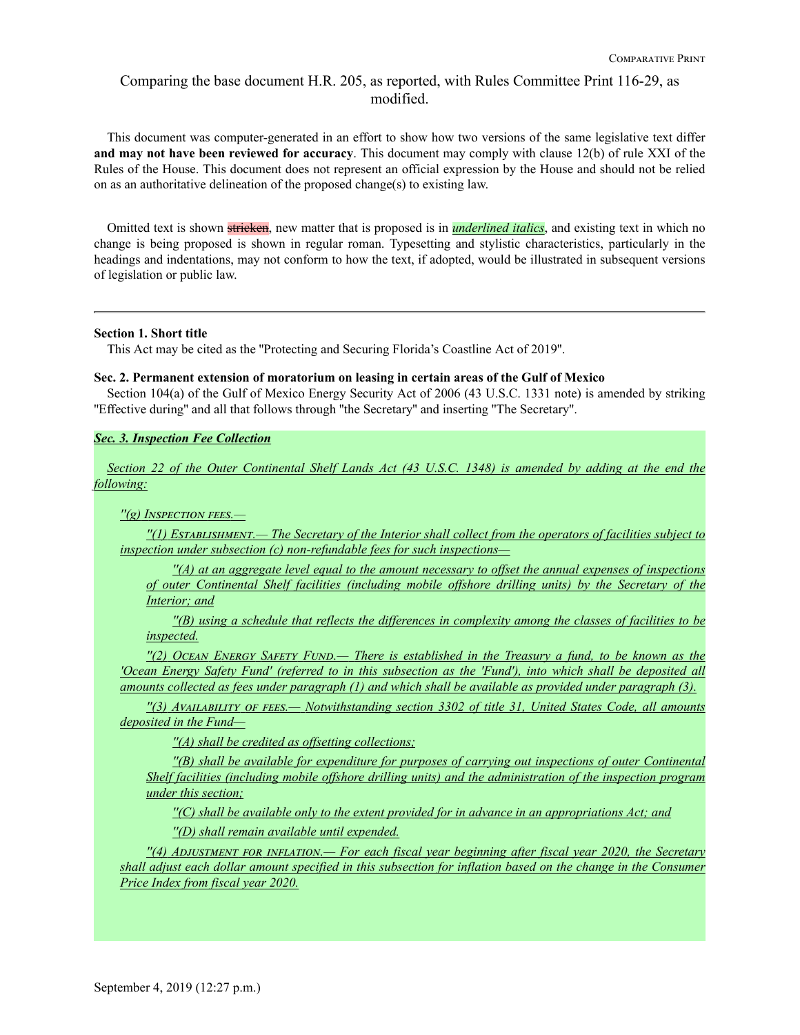Comparing the base document H.R. 205, as reported, with Rules Committee Print 116-29, as modified.

This document was computer-generated in an effort to show how two versions of the same legislative text differ **and may not have been reviewed for accuracy**. This document may comply with clause 12(b) of rule XXI of the Rules of the House. This document does not represent an official expression by the House and should not be relied on as an authoritative delineation of the proposed change(s) to existing law.

Omitted text is shown ~~stricken~~, new matter that is proposed is in *underlined italics*, and existing text in which no change is being proposed is shown in regular roman. Typesetting and stylistic characteristics, particularly in the headings and indentations, may not conform to how the text, if adopted, would be illustrated in subsequent versions of legislation or public law.

---

**Section 1. Short title**

This Act may be cited as the "Protecting and Securing Florida's Coastline Act of 2019".

**Sec. 2. Permanent extension of moratorium on leasing in certain areas of the Gulf of Mexico**

Section 104(a) of the Gulf of Mexico Energy Security Act of 2006 (43 U.S.C. 1331 note) is amended by striking "Effective during" and all that follows through "the Secretary" and inserting "The Secretary".

***Sec. 3. Inspection Fee Collection***

*Section 22 of the Outer Continental Shelf Lands Act (43 U.S.C. 1348) is amended by adding at the end the following:*

*"(g) Inspection fees.—*

*"(1) Establishment.— The Secretary of the Interior shall collect from the operators of facilities subject to inspection under subsection (c) non-refundable fees for such inspections—*

*"(A) at an aggregate level equal to the amount necessary to offset the annual expenses of inspections of outer Continental Shelf facilities (including mobile offshore drilling units) by the Secretary of the Interior; and*

*"(B) using a schedule that reflects the differences in complexity among the classes of facilities to be inspected.*

*"(2) Ocean Energy Safety Fund.— There is established in the Treasury a fund, to be known as the 'Ocean Energy Safety Fund' (referred to in this subsection as the 'Fund'), into which shall be deposited all amounts collected as fees under paragraph (1) and which shall be available as provided under paragraph (3).*

*"(3) Availability of fees.— Notwithstanding section 3302 of title 31, United States Code, all amounts deposited in the Fund—*

*"(A) shall be credited as offsetting collections;*

*"(B) shall be available for expenditure for purposes of carrying out inspections of outer Continental Shelf facilities (including mobile offshore drilling units) and the administration of the inspection program under this section;*

*"(C) shall be available only to the extent provided for in advance in an appropriations Act; and*

*"(D) shall remain available until expended.*

*"(4) Adjustment for inflation.— For each fiscal year beginning after fiscal year 2020, the Secretary shall adjust each dollar amount specified in this subsection for inflation based on the change in the Consumer Price Index from fiscal year 2020.*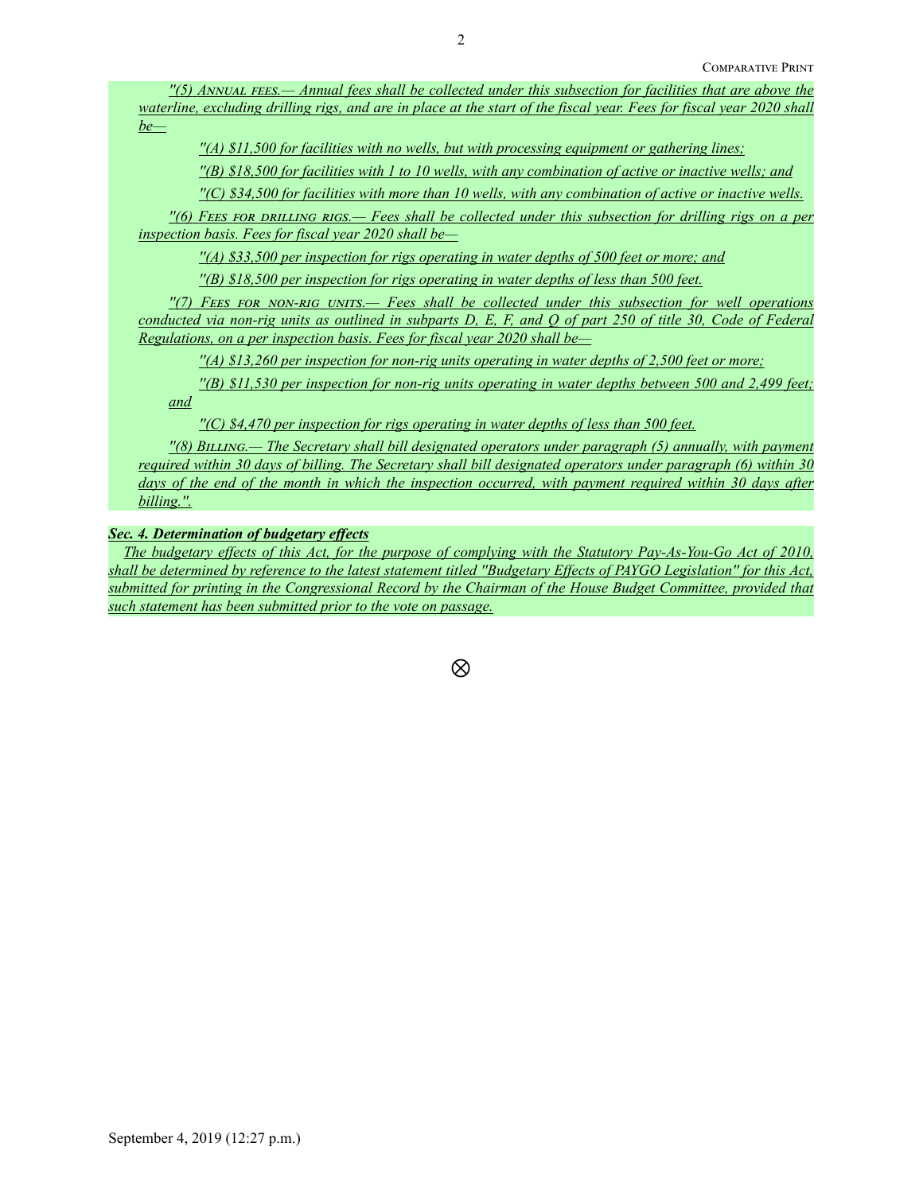*"(5) Annual fees.— Annual fees shall be collected under this subsection for facilities that are above the waterline, excluding drilling rigs, and are in place at the start of the fiscal year. Fees for fiscal year 2020 shall be—*

*"(A) $11,500 for facilities with no wells, but with processing equipment or gathering lines;*

*"(B) $18,500 for facilities with 1 to 10 wells, with any combination of active or inactive wells; and*

*"(C) $34,500 for facilities with more than 10 wells, with any combination of active or inactive wells.*

*"(6) Fees for drilling rigs.— Fees shall be collected under this subsection for drilling rigs on a per inspection basis. Fees for fiscal year 2020 shall be—*

*"(A) $33,500 per inspection for rigs operating in water depths of 500 feet or more; and*

*"(B) $18,500 per inspection for rigs operating in water depths of less than 500 feet.*

*"(7) Fees for non-rig units.— Fees shall be collected under this subsection for well operations conducted via non-rig units as outlined in subparts D, E, F, and Q of part 250 of title 30, Code of Federal Regulations, on a per inspection basis. Fees for fiscal year 2020 shall be—*

*"(A) $13,260 per inspection for non-rig units operating in water depths of 2,500 feet or more;*

*"(B) $11,530 per inspection for non-rig units operating in water depths between 500 and 2,499 feet; and*

*"(C) $4,470 per inspection for rigs operating in water depths of less than 500 feet.*

*"(8) Billing.— The Secretary shall bill designated operators under paragraph (5) annually, with payment required within 30 days of billing. The Secretary shall bill designated operators under paragraph (6) within 30 days of the end of the month in which the inspection occurred, with payment required within 30 days after billing.".*

***Sec. 4. Determination of budgetary effects***

*The budgetary effects of this Act, for the purpose of complying with the Statutory Pay-As-You-Go Act of 2010, shall be determined by reference to the latest statement titled "Budgetary Effects of PAYGO Legislation" for this Act, submitted for printing in the Congressional Record by the Chairman of the House Budget Committee, provided that such statement has been submitted prior to the vote on passage.*

⊗